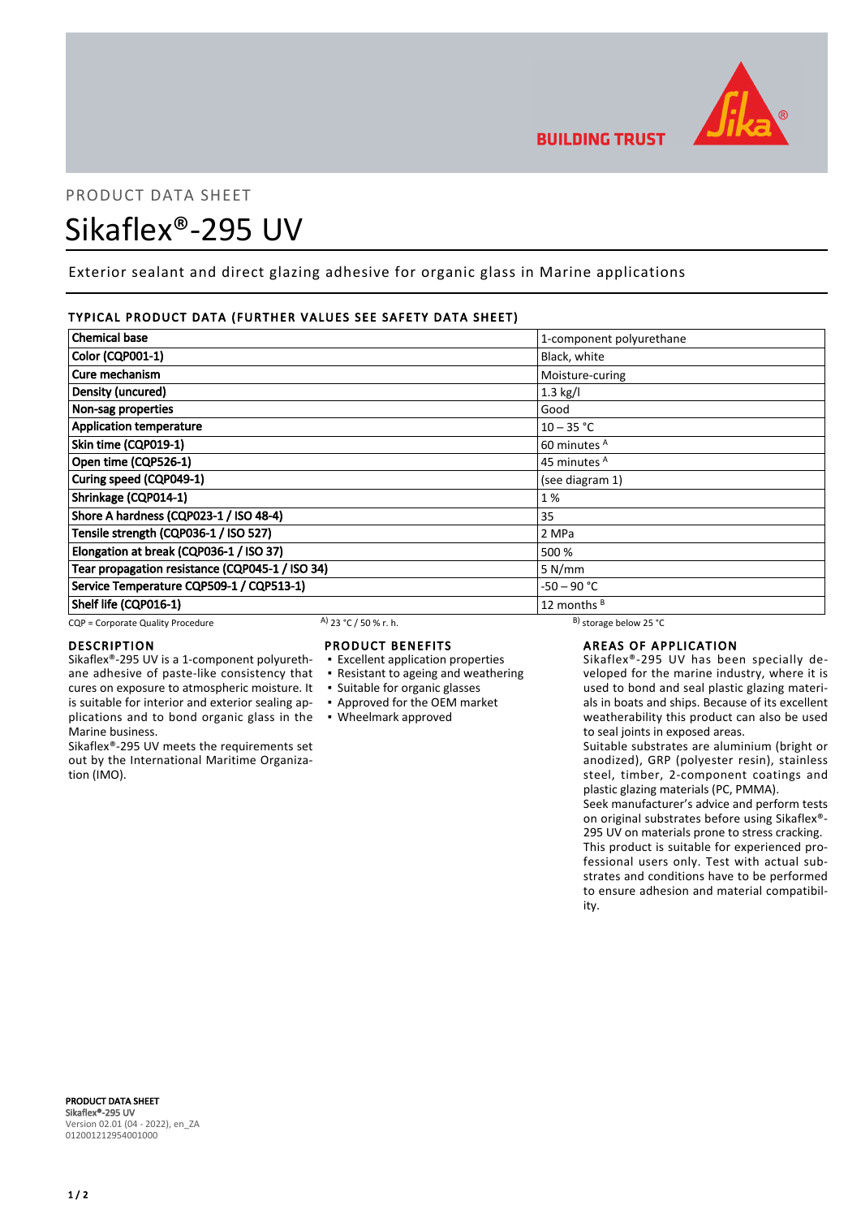PRODUCT DATA SHEET

# Sikaflex®-295 UV

Exterior sealant and direct glazing adhesive for organic glass in Marine applications

## TYPICAL PRODUCT DATA (FURTHER VALUES SEE SAFETY DATA SHEET)

| Property | Value |
|---|---|
| Chemical base | 1-component polyurethane |
| Color (CQP001-1) | Black, white |
| Cure mechanism | Moisture-curing |
| Density (uncured) | 1.3 kg/l |
| Non-sag properties | Good |
| Application temperature | 10 – 35 °C |
| Skin time (CQP019-1) | 60 minutes [A] |
| Open time (CQP526-1) | 45 minutes [A] |
| Curing speed (CQP049-1) | (see diagram 1) |
| Shrinkage (CQP014-1) | 1 % |
| Shore A hardness (CQP023-1 / ISO 48-4) | 35 |
| Tensile strength (CQP036-1 / ISO 527) | 2 MPa |
| Elongation at break (CQP036-1 / ISO 37) | 500 % |
| Tear propagation resistance (CQP045-1 / ISO 34) | 5 N/mm |
| Service Temperature CQP509-1 / CQP513-1) | -50 – 90 °C |
| Shelf life (CQP016-1) | 12 months [B] |

CQP = Corporate Quality Procedure    A) 23 °C / 50 % r. h.    B) storage below 25 °C

## DESCRIPTION

Sikaflex®-295 UV is a 1-component polyurethane adhesive of paste-like consistency that cures on exposure to atmospheric moisture. It is suitable for interior and exterior sealing applications and to bond organic glass in the Marine business.

Sikaflex®-295 UV meets the requirements set out by the International Maritime Organization (IMO).

## PRODUCT BENEFITS

- Excellent application properties
- Resistant to ageing and weathering
- Suitable for organic glasses
- Approved for the OEM market
- Wheelmark approved

## AREAS OF APPLICATION

Sikaflex®-295 UV has been specially developed for the marine industry, where it is used to bond and seal plastic glazing materials in boats and ships. Because of its excellent weatherability this product can also be used to seal joints in exposed areas.

Suitable substrates are aluminium (bright or anodized), GRP (polyester resin), stainless steel, timber, 2-component coatings and plastic glazing materials (PC, PMMA).

Seek manufacturer's advice and perform tests on original substrates before using Sikaflex®-295 UV on materials prone to stress cracking.

This product is suitable for experienced professional users only. Test with actual substrates and conditions have to be performed to ensure adhesion and material compatibility.

**PRODUCT DATA SHEET**
**Sikaflex®-295 UV**
Version 02.01 (04 - 2022), en_ZA
012001212954001000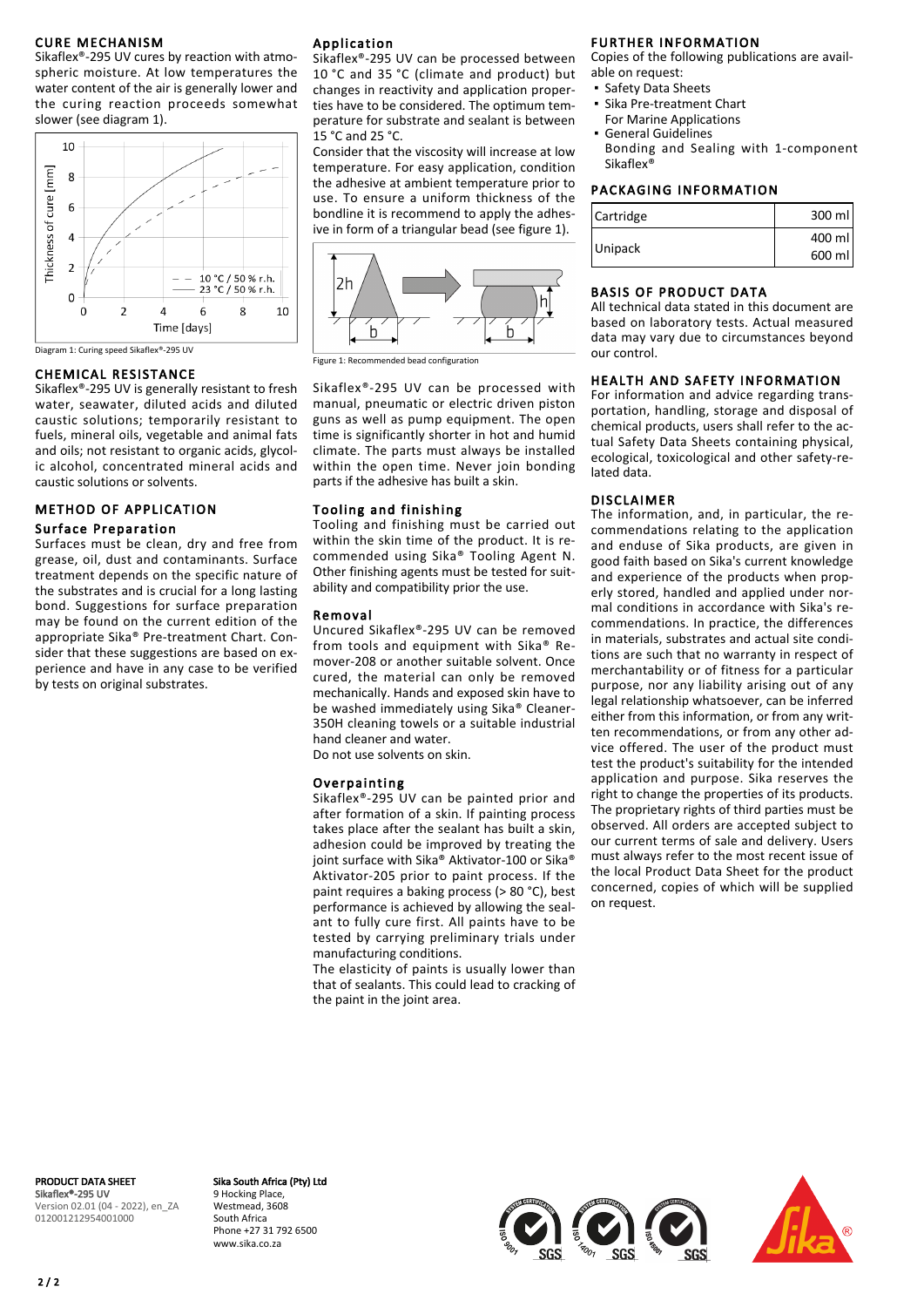## CURE MECHANISM

Sikaflex®-295 UV cures by reaction with atmospheric moisture. At low temperatures the water content of the air is generally lower and the curing reaction proceeds somewhat slower (see diagram 1).

Thickness of cure [mm]
10
8
6
4
2
0
0 2 4 6 8 10
Time [days]
10 °C / 50 % r.h.
23 °C / 50 % r.h.

Diagram 1: Curing speed Sikaflex®-295 UV

## CHEMICAL RESISTANCE

Sikaflex®-295 UV is generally resistant to fresh water, seawater, diluted acids and diluted caustic solutions; temporarily resistant to fuels, mineral oils, vegetable and animal fats and oils; not resistant to organic acids, glycolic alcohol, concentrated mineral acids and caustic solutions or solvents.

## METHOD OF APPLICATION

### Surface Preparation

Surfaces must be clean, dry and free from grease, oil, dust and contaminants. Surface treatment depends on the specific nature of the substrates and is crucial for a long lasting bond. Suggestions for surface preparation may be found on the current edition of the appropriate Sika® Pre-treatment Chart. Consider that these suggestions are based on experience and have in any case to be verified by tests on original substrates.

### Application

Sikaflex®-295 UV can be processed between 10 °C and 35 °C (climate and product) but changes in reactivity and application properties have to be considered. The optimum temperature for substrate and sealant is between 15 °C and 25 °C.

Consider that the viscosity will increase at low temperature. For easy application, condition the adhesive at ambient temperature prior to use. To ensure a uniform thickness of the bondline it is recommend to apply the adhesive in form of a triangular bead (see figure 1).

2h
b
h
b

Figure 1: Recommended bead configuration

Sikaflex®-295 UV can be processed with manual, pneumatic or electric driven piston guns as well as pump equipment. The open time is significantly shorter in hot and humid climate. The parts must always be installed within the open time. Never join bonding parts if the adhesive has built a skin.

### Tooling and finishing

Tooling and finishing must be carried out within the skin time of the product. It is recommended using Sika® Tooling Agent N. Other finishing agents must be tested for suitability and compatibility prior the use.

### Removal

Uncured Sikaflex®-295 UV can be removed from tools and equipment with Sika® Remover-208 or another suitable solvent. Once cured, the material can only be removed mechanically. Hands and exposed skin have to be washed immediately using Sika® Cleaner-350H cleaning towels or a suitable industrial hand cleaner and water.

Do not use solvents on skin.

### Overpainting

Sikaflex®-295 UV can be painted prior and after formation of a skin. If painting process takes place after the sealant has built a skin, adhesion could be improved by treating the joint surface with Sika® Aktivator-100 or Sika® Aktivator-205 prior to paint process. If the paint requires a baking process (> 80 °C), best performance is achieved by allowing the sealant to fully cure first. All paints have to be tested by carrying preliminary trials under manufacturing conditions.

The elasticity of paints is usually lower than that of sealants. This could lead to cracking of the paint in the joint area.

## FURTHER INFORMATION

Copies of the following publications are available on request:

- Safety Data Sheets
- Sika Pre-treatment Chart For Marine Applications
- General Guidelines Bonding and Sealing with 1-component Sikaflex®

## PACKAGING INFORMATION

| | |
|---|---|
| Cartridge | 300 ml |
| Unipack | 400 ml<br>600 ml |

## BASIS OF PRODUCT DATA

All technical data stated in this document are based on laboratory tests. Actual measured data may vary due to circumstances beyond our control.

## HEALTH AND SAFETY INFORMATION

For information and advice regarding transportation, handling, storage and disposal of chemical products, users shall refer to the actual Safety Data Sheets containing physical, ecological, toxicological and other safety-related data.

## DISCLAIMER

The information, and, in particular, the recommendations relating to the application and enduse of Sika products, are given in good faith based on Sika's current knowledge and experience of the products when properly stored, handled and applied under normal conditions in accordance with Sika's recommendations. In practice, the differences in materials, substrates and actual site conditions are such that no warranty in respect of merchantability or of fitness for a particular purpose, nor any liability arising out of any legal relationship whatsoever, can be inferred either from this information, or from any written recommendations, or from any other advice offered. The user of the product must test the product's suitability for the intended application and purpose. Sika reserves the right to change the properties of its products. The proprietary rights of third parties must be observed. All orders are accepted subject to our current terms of sale and delivery. Users must always refer to the most recent issue of the local Product Data Sheet for the product concerned, copies of which will be supplied on request.

**PRODUCT DATA SHEET**
**Sikaflex®-295 UV**
Version 02.01 (04 - 2022), en_ZA
012001212954001000

**Sika South Africa (Pty) Ltd**
9 Hocking Place,
Westmead, 3608
South Africa
Phone +27 31 792 6500
www.sika.co.za